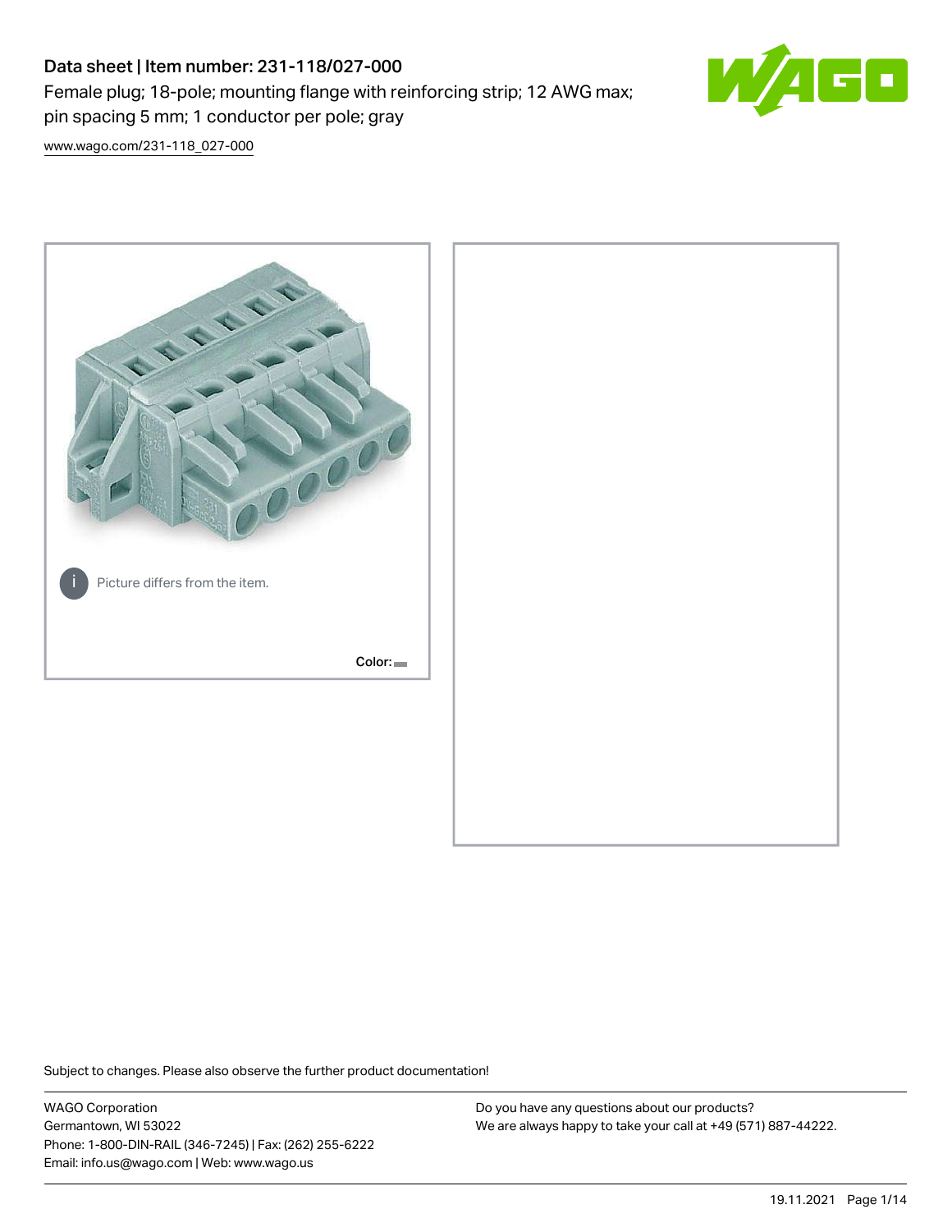# Data sheet | Item number: 231-118/027-000

Female plug; 18-pole; mounting flange with reinforcing strip; 12 AWG max; pin spacing 5 mm; 1 conductor per pole; gray

www.wago.com/231-118_027-000

Picture differs from the item.

Color:

Subject to changes. Please also observe the further product documentation!

WAGO Corporation
Germantown, WI 53022
Phone: 1-800-DIN-RAIL (346-7245) | Fax: (262) 255-6222
Email: info.us@wago.com | Web: www.wago.us

Do you have any questions about our products?
We are always happy to take your call at +49 (571) 887-44222.

19.11.2021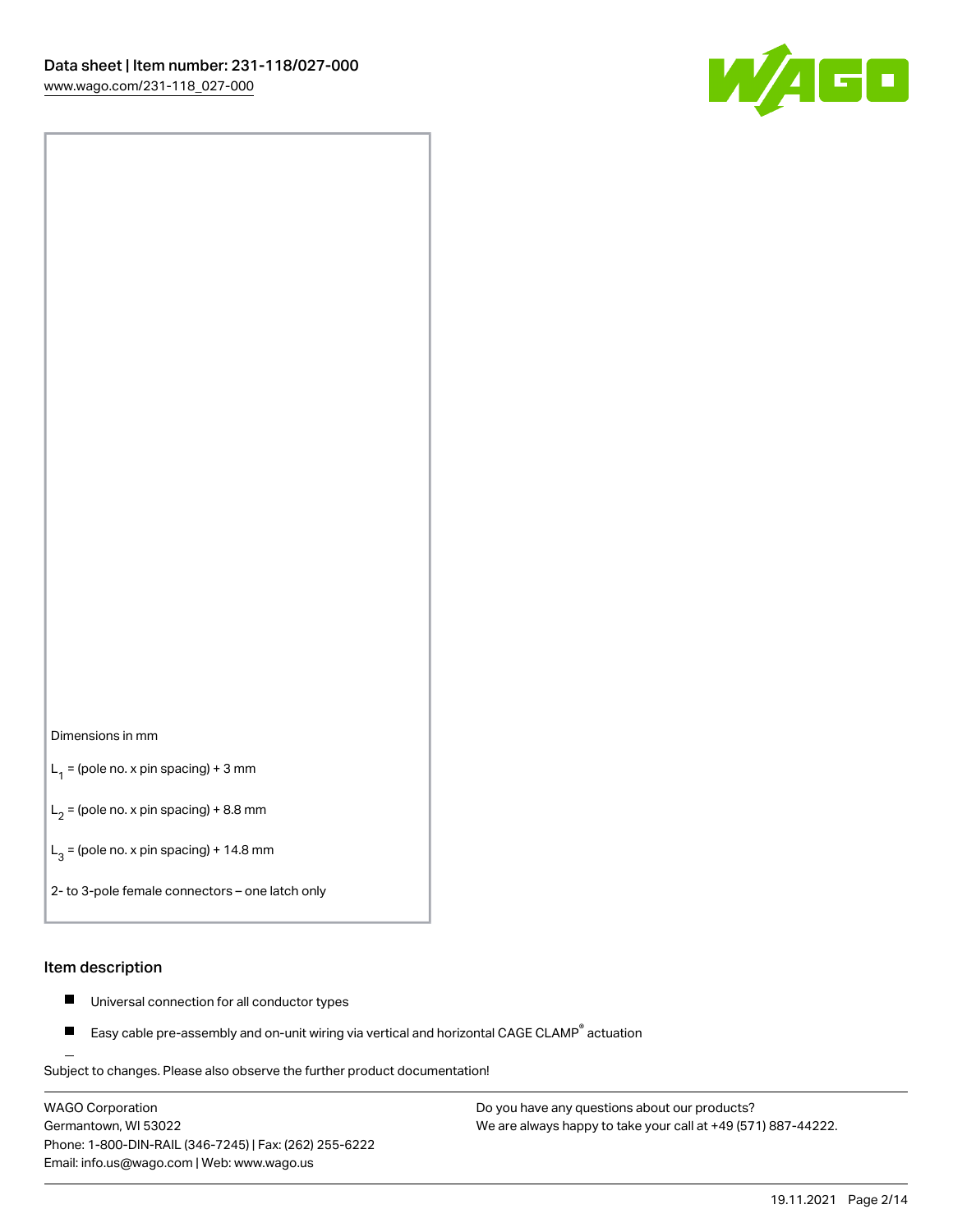Dimensions in mm

$L_1$ = (pole no. x pin spacing) + 3 mm

$L_2$ = (pole no. x pin spacing) + 8.8 mm

$L_3$ = (pole no. x pin spacing) + 14.8 mm

2- to 3-pole female connectors – one latch only

## Item description

- Universal connection for all conductor types
- Easy cable pre-assembly and on-unit wiring via vertical and horizontal CAGE CLAMP® actuation

Subject to changes. Please also observe the further product documentation!

WAGO Corporation
Germantown, WI 53022
Phone: 1-800-DIN-RAIL (346-7245) | Fax: (262) 255-6222
Email: info.us@wago.com | Web: www.wago.us

Do you have any questions about our products?
We are always happy to take your call at +49 (571) 887-44222.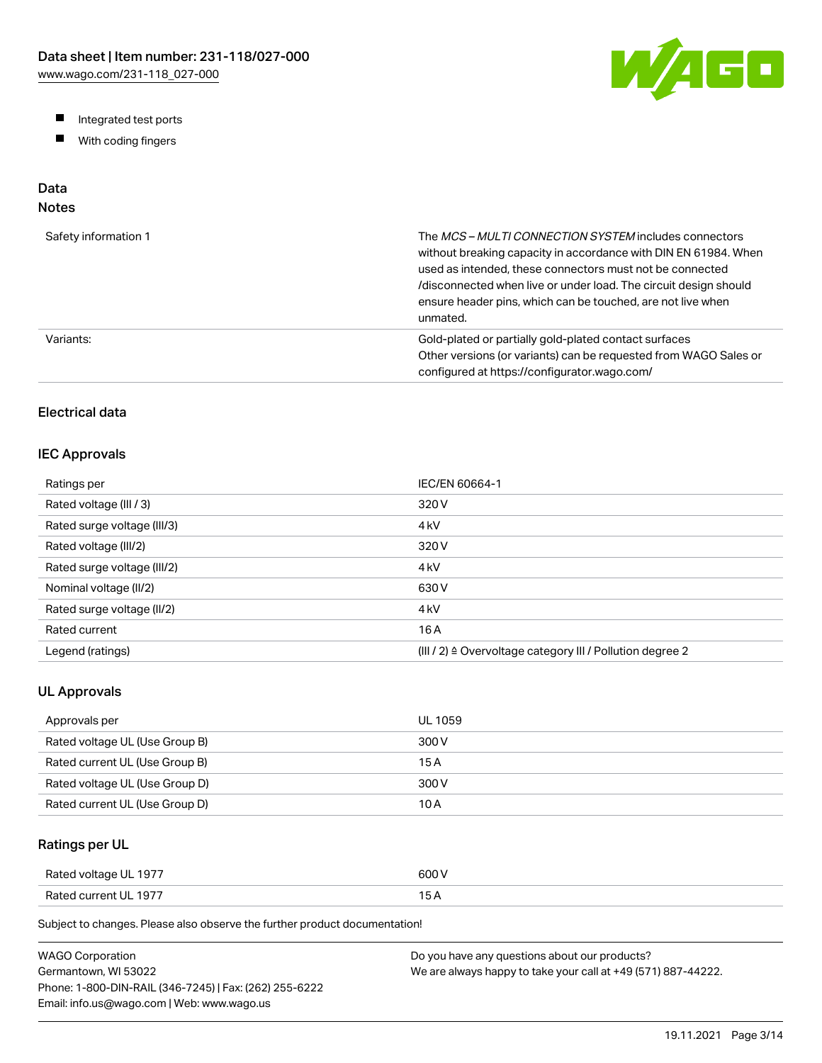- Integrated test ports
- With coding fingers

## Data

### Notes

| | |
|---|---|
| Safety information 1 | The *MCS – MULTI CONNECTION SYSTEM* includes connectors without breaking capacity in accordance with DIN EN 61984. When used as intended, these connectors must not be connected /disconnected when live or under load. The circuit design should ensure header pins, which can be touched, are not live when unmated. |
| Variants: | Gold-plated or partially gold-plated contact surfaces<br>Other versions (or variants) can be requested from WAGO Sales or configured at https://configurator.wago.com/ |

### Electrical data

### IEC Approvals

| | |
|---|---|
| Ratings per | IEC/EN 60664-1 |
| Rated voltage (III / 3) | 320 V |
| Rated surge voltage (III/3) | 4 kV |
| Rated voltage (III/2) | 320 V |
| Rated surge voltage (III/2) | 4 kV |
| Nominal voltage (II/2) | 630 V |
| Rated surge voltage (II/2) | 4 kV |
| Rated current | 16 A |
| Legend (ratings) | (III / 2) ≙ Overvoltage category III / Pollution degree 2 |

### UL Approvals

| | |
|---|---|
| Approvals per | UL 1059 |
| Rated voltage UL (Use Group B) | 300 V |
| Rated current UL (Use Group B) | 15 A |
| Rated voltage UL (Use Group D) | 300 V |
| Rated current UL (Use Group D) | 10 A |

### Ratings per UL

| | |
|---|---|
| Rated voltage UL 1977 | 600 V |
| Rated current UL 1977 | 15 A |

Subject to changes. Please also observe the further product documentation!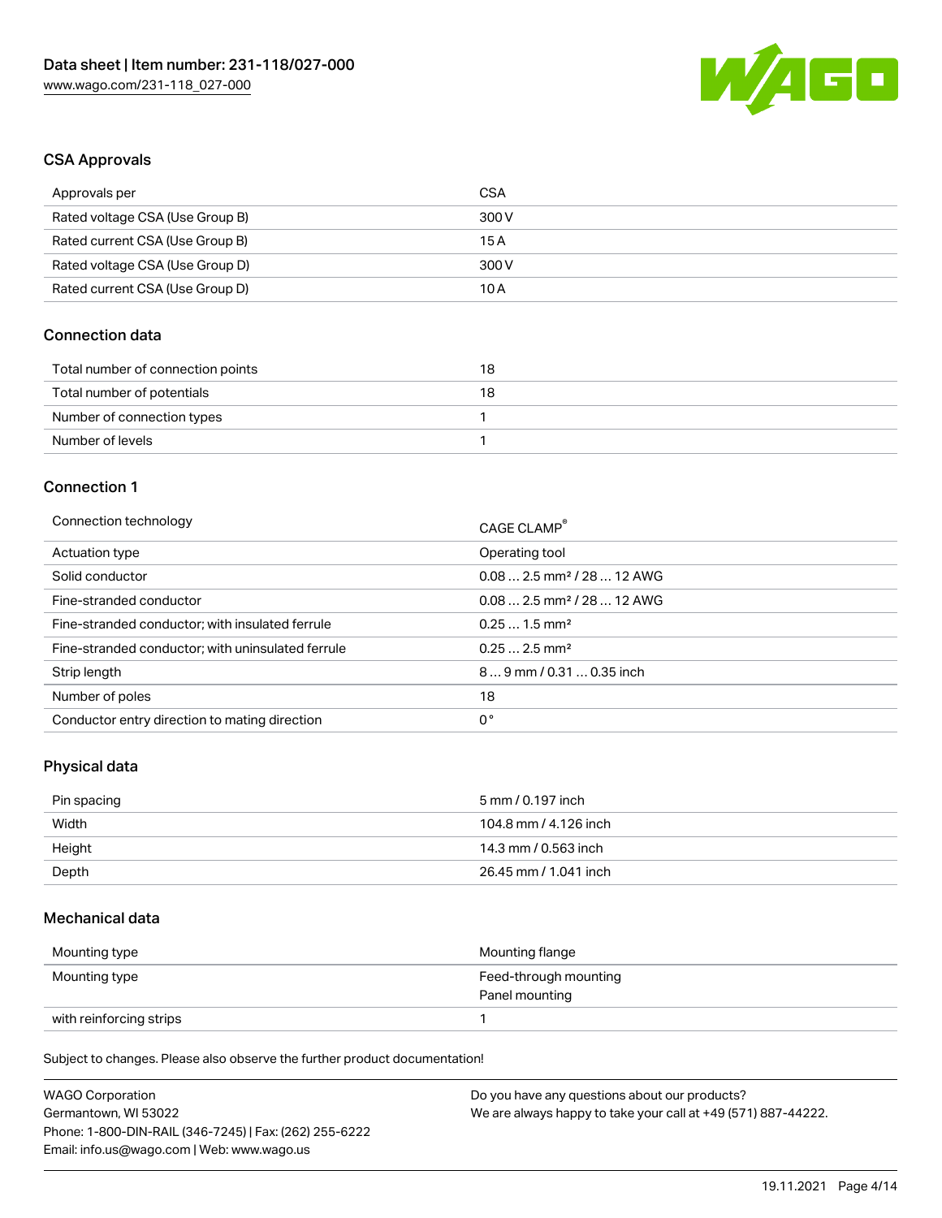## CSA Approvals

| | |
|---|---|
| Approvals per | CSA |
| Rated voltage CSA (Use Group B) | 300 V |
| Rated current CSA (Use Group B) | 15 A |
| Rated voltage CSA (Use Group D) | 300 V |
| Rated current CSA (Use Group D) | 10 A |

## Connection data

| | |
|---|---|
| Total number of connection points | 18 |
| Total number of potentials | 18 |
| Number of connection types | 1 |
| Number of levels | 1 |

## Connection 1

| | |
|---|---|
| Connection technology | CAGE CLAMP® |
| Actuation type | Operating tool |
| Solid conductor | 0.08 … 2.5 mm² / 28 … 12 AWG |
| Fine-stranded conductor | 0.08 … 2.5 mm² / 28 … 12 AWG |
| Fine-stranded conductor; with insulated ferrule | 0.25 … 1.5 mm² |
| Fine-stranded conductor; with uninsulated ferrule | 0.25 … 2.5 mm² |
| Strip length | 8 … 9 mm / 0.31 … 0.35 inch |
| Number of poles | 18 |
| Conductor entry direction to mating direction | 0 ° |

## Physical data

| | |
|---|---|
| Pin spacing | 5 mm / 0.197 inch |
| Width | 104.8 mm / 4.126 inch |
| Height | 14.3 mm / 0.563 inch |
| Depth | 26.45 mm / 1.041 inch |

## Mechanical data

| | |
|---|---|
| Mounting type | Mounting flange |
| Mounting type | Feed-through mounting<br>Panel mounting |
| with reinforcing strips | 1 |

Subject to changes. Please also observe the further product documentation!

WAGO Corporation
Germantown, WI 53022
Phone: 1-800-DIN-RAIL (346-7245) | Fax: (262) 255-6222
Email: info.us@wago.com | Web: www.wago.us

Do you have any questions about our products?
We are always happy to take your call at +49 (571) 887-44222.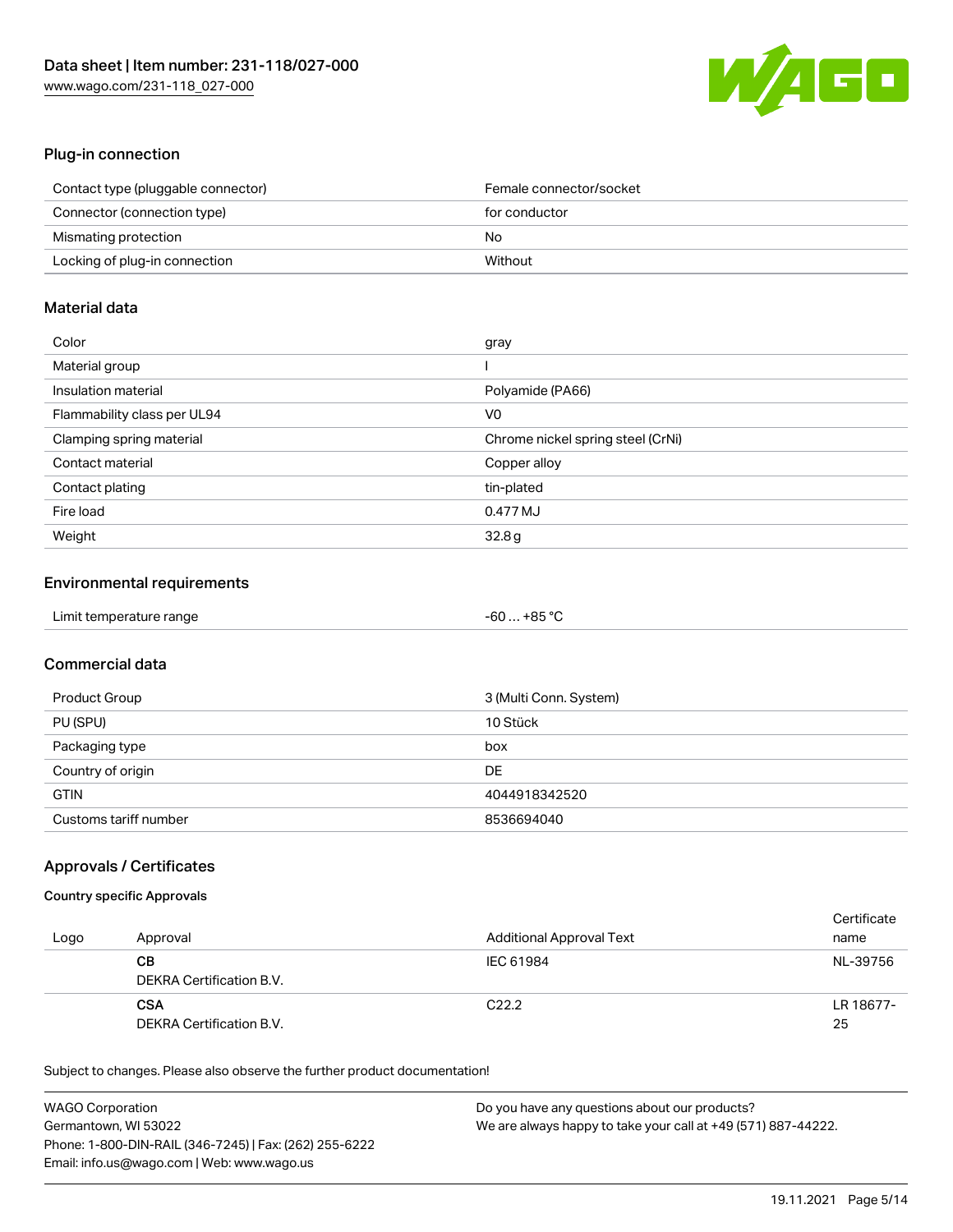## Plug-in connection

| | |
|---|---|
| Contact type (pluggable connector) | Female connector/socket |
| Connector (connection type) | for conductor |
| Mismating protection | No |
| Locking of plug-in connection | Without |

## Material data

| | |
|---|---|
| Color | gray |
| Material group | I |
| Insulation material | Polyamide (PA66) |
| Flammability class per UL94 | V0 |
| Clamping spring material | Chrome nickel spring steel (CrNi) |
| Contact material | Copper alloy |
| Contact plating | tin-plated |
| Fire load | 0.477 MJ |
| Weight | 32.8 g |

## Environmental requirements

| | |
|---|---|
| Limit temperature range | -60 … +85 °C |

## Commercial data

| | |
|---|---|
| Product Group | 3 (Multi Conn. System) |
| PU (SPU) | 10 Stück |
| Packaging type | box |
| Country of origin | DE |
| GTIN | 4044918342520 |
| Customs tariff number | 8536694040 |

## Approvals / Certificates

### Country specific Approvals

| Logo | Approval | Additional Approval Text | Certificate name |
|---|---|---|---|
| | **CB** DEKRA Certification B.V. | IEC 61984 | NL-39756 |
| | **CSA** DEKRA Certification B.V. | C22.2 | LR 18677-25 |

Subject to changes. Please also observe the further product documentation!

WAGO Corporation
Germantown, WI 53022
Phone: 1-800-DIN-RAIL (346-7245) | Fax: (262) 255-6222
Email: info.us@wago.com | Web: www.wago.us

Do you have any questions about our products?
We are always happy to take your call at +49 (571) 887-44222.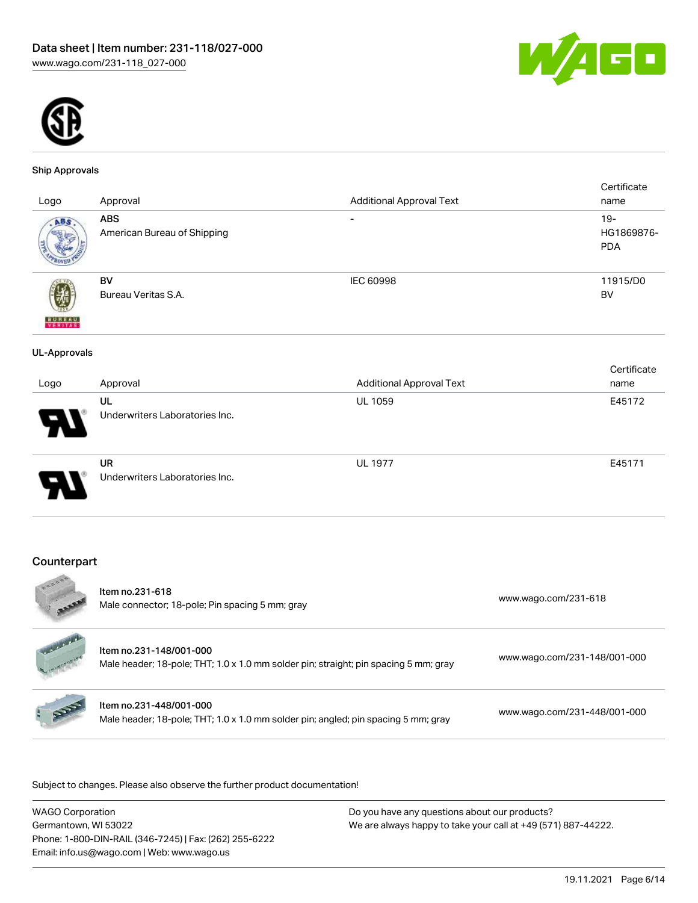### Ship Approvals

| Logo | Approval | Additional Approval Text | Certificate name |
| --- | --- | --- | --- |
| | **ABS**<br>American Bureau of Shipping | - | 19-HG1869876-PDA |
| | **BV**<br>Bureau Veritas S.A. | IEC 60998 | 11915/D0 BV |

### UL-Approvals

| Logo | Approval | Additional Approval Text | Certificate name |
| --- | --- | --- | --- |
| | **UL**<br>Underwriters Laboratories Inc. | UL 1059 | E45172 |
| | **UR**<br>Underwriters Laboratories Inc. | UL 1977 | E45171 |

## Counterpart

| | Item | Link |
| --- | --- | --- |
| | Item no.231-618<br>Male connector; 18-pole; Pin spacing 5 mm; gray | www.wago.com/231-618 |
| | Item no.231-148/001-000<br>Male header; 18-pole; THT; 1.0 x 1.0 mm solder pin; straight; pin spacing 5 mm; gray | www.wago.com/231-148/001-000 |
| | Item no.231-448/001-000<br>Male header; 18-pole; THT; 1.0 x 1.0 mm solder pin; angled; pin spacing 5 mm; gray | www.wago.com/231-448/001-000 |

Subject to changes. Please also observe the further product documentation!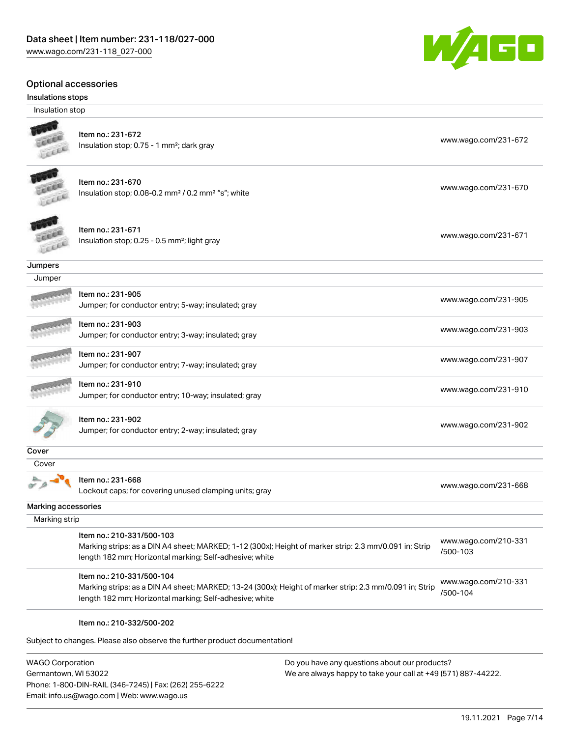## Optional accessories

### Insulations stops

| Insulation stop | |
|---|---|
| Item no.: 231-672<br>Insulation stop; 0.75 - 1 mm²; dark gray | www.wago.com/231-672 |
| Item no.: 231-670<br>Insulation stop; 0.08-0.2 mm² / 0.2 mm² "s"; white | www.wago.com/231-670 |
| Item no.: 231-671<br>Insulation stop; 0.25 - 0.5 mm²; light gray | www.wago.com/231-671 |

### Jumpers

| Jumper | |
|---|---|
| Item no.: 231-905<br>Jumper; for conductor entry; 5-way; insulated; gray | www.wago.com/231-905 |
| Item no.: 231-903<br>Jumper; for conductor entry; 3-way; insulated; gray | www.wago.com/231-903 |
| Item no.: 231-907<br>Jumper; for conductor entry; 7-way; insulated; gray | www.wago.com/231-907 |
| Item no.: 231-910<br>Jumper; for conductor entry; 10-way; insulated; gray | www.wago.com/231-910 |
| Item no.: 231-902<br>Jumper; for conductor entry; 2-way; insulated; gray | www.wago.com/231-902 |

### Cover

| Cover | |
|---|---|
| Item no.: 231-668<br>Lockout caps; for covering unused clamping units; gray | www.wago.com/231-668 |

### Marking accessories

| Marking strip | |
|---|---|
| Item no.: 210-331/500-103<br>Marking strips; as a DIN A4 sheet; MARKED; 1-12 (300x); Height of marker strip: 2.3 mm/0.091 in; Strip length 182 mm; Horizontal marking; Self-adhesive; white | www.wago.com/210-331/500-103 |
| Item no.: 210-331/500-104<br>Marking strips; as a DIN A4 sheet; MARKED; 13-24 (300x); Height of marker strip: 2.3 mm/0.091 in; Strip length 182 mm; Horizontal marking; Self-adhesive; white | www.wago.com/210-331/500-104 |
| Item no.: 210-332/500-202 | |

Subject to changes. Please also observe the further product documentation!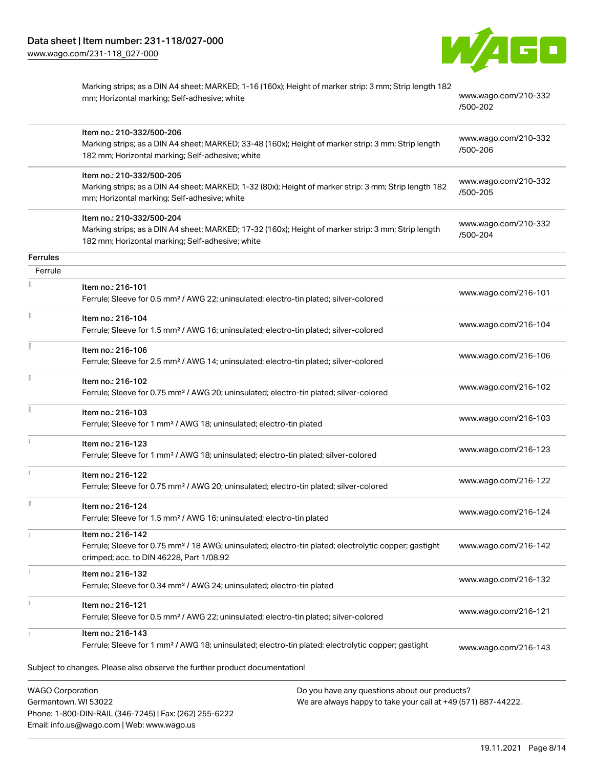| | | |
|---|---|---|
| | Marking strips; as a DIN A4 sheet; MARKED; 1-16 (160x); Height of marker strip: 3 mm; Strip length 182 mm; Horizontal marking; Self-adhesive; white | www.wago.com/210-332/500-202 |
| | Item no.: 210-332/500-206<br>Marking strips; as a DIN A4 sheet; MARKED; 33-48 (160x); Height of marker strip: 3 mm; Strip length 182 mm; Horizontal marking; Self-adhesive; white | www.wago.com/210-332/500-206 |
| | Item no.: 210-332/500-205<br>Marking strips; as a DIN A4 sheet; MARKED; 1-32 (80x); Height of marker strip: 3 mm; Strip length 182 mm; Horizontal marking; Self-adhesive; white | www.wago.com/210-332/500-205 |
| | Item no.: 210-332/500-204<br>Marking strips; as a DIN A4 sheet; MARKED; 17-32 (160x); Height of marker strip: 3 mm; Strip length 182 mm; Horizontal marking; Self-adhesive; white | www.wago.com/210-332/500-204 |

**Ferrules**

Ferrule

| | | |
|---|---|---|
| | Item no.: 216-101<br>Ferrule; Sleeve for 0.5 mm² / AWG 22; uninsulated; electro-tin plated; silver-colored | www.wago.com/216-101 |
| | Item no.: 216-104<br>Ferrule; Sleeve for 1.5 mm² / AWG 16; uninsulated; electro-tin plated; silver-colored | www.wago.com/216-104 |
| | Item no.: 216-106<br>Ferrule; Sleeve for 2.5 mm² / AWG 14; uninsulated; electro-tin plated; silver-colored | www.wago.com/216-106 |
| | Item no.: 216-102<br>Ferrule; Sleeve for 0.75 mm² / AWG 20; uninsulated; electro-tin plated; silver-colored | www.wago.com/216-102 |
| | Item no.: 216-103<br>Ferrule; Sleeve for 1 mm² / AWG 18; uninsulated; electro-tin plated | www.wago.com/216-103 |
| | Item no.: 216-123<br>Ferrule; Sleeve for 1 mm² / AWG 18; uninsulated; electro-tin plated; silver-colored | www.wago.com/216-123 |
| | Item no.: 216-122<br>Ferrule; Sleeve for 0.75 mm² / AWG 20; uninsulated; electro-tin plated; silver-colored | www.wago.com/216-122 |
| | Item no.: 216-124<br>Ferrule; Sleeve for 1.5 mm² / AWG 16; uninsulated; electro-tin plated | www.wago.com/216-124 |
| | Item no.: 216-142<br>Ferrule; Sleeve for 0.75 mm² / 18 AWG; uninsulated; electro-tin plated; electrolytic copper; gastight crimped; acc. to DIN 46228, Part 1/08.92 | www.wago.com/216-142 |
| | Item no.: 216-132<br>Ferrule; Sleeve for 0.34 mm² / AWG 24; uninsulated; electro-tin plated | www.wago.com/216-132 |
| | Item no.: 216-121<br>Ferrule; Sleeve for 0.5 mm² / AWG 22; uninsulated; electro-tin plated; silver-colored | www.wago.com/216-121 |
| | Item no.: 216-143<br>Ferrule; Sleeve for 1 mm² / AWG 18; uninsulated; electro-tin plated; electrolytic copper; gastight | www.wago.com/216-143 |

Subject to changes. Please also observe the further product documentation!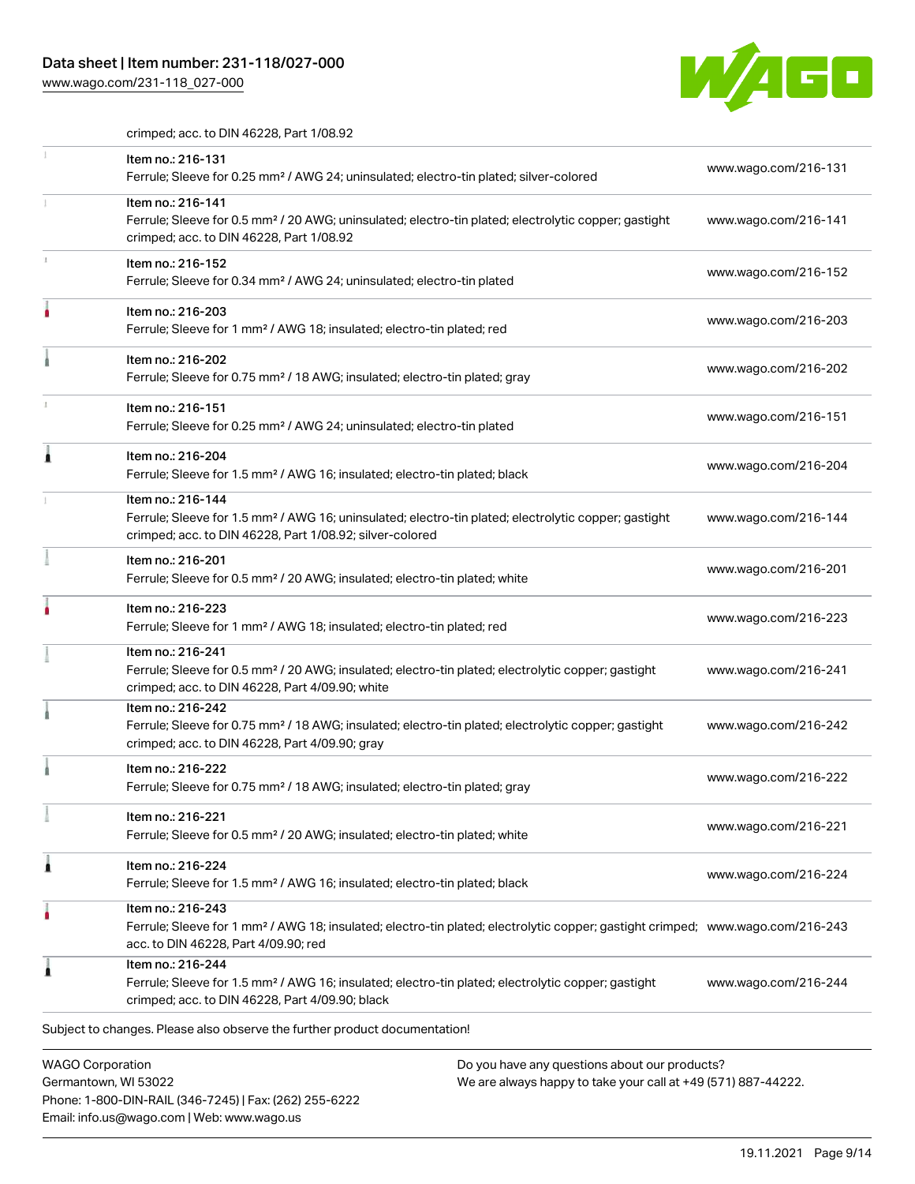crimped; acc. to DIN 46228, Part 1/08.92

| | | |
|---|---|---|
| | Item no.: 216-131<br>Ferrule; Sleeve for 0.25 mm² / AWG 24; uninsulated; electro-tin plated; silver-colored | www.wago.com/216-131 |
| | Item no.: 216-141<br>Ferrule; Sleeve for 0.5 mm² / 20 AWG; uninsulated; electro-tin plated; electrolytic copper; gastight crimped; acc. to DIN 46228, Part 1/08.92 | www.wago.com/216-141 |
| | Item no.: 216-152<br>Ferrule; Sleeve for 0.34 mm² / AWG 24; uninsulated; electro-tin plated | www.wago.com/216-152 |
| | Item no.: 216-203<br>Ferrule; Sleeve for 1 mm² / AWG 18; insulated; electro-tin plated; red | www.wago.com/216-203 |
| | Item no.: 216-202<br>Ferrule; Sleeve for 0.75 mm² / 18 AWG; insulated; electro-tin plated; gray | www.wago.com/216-202 |
| | Item no.: 216-151<br>Ferrule; Sleeve for 0.25 mm² / AWG 24; uninsulated; electro-tin plated | www.wago.com/216-151 |
| | Item no.: 216-204<br>Ferrule; Sleeve for 1.5 mm² / AWG 16; insulated; electro-tin plated; black | www.wago.com/216-204 |
| | Item no.: 216-144<br>Ferrule; Sleeve for 1.5 mm² / AWG 16; uninsulated; electro-tin plated; electrolytic copper; gastight crimped; acc. to DIN 46228, Part 1/08.92; silver-colored | www.wago.com/216-144 |
| | Item no.: 216-201<br>Ferrule; Sleeve for 0.5 mm² / 20 AWG; insulated; electro-tin plated; white | www.wago.com/216-201 |
| | Item no.: 216-223<br>Ferrule; Sleeve for 1 mm² / AWG 18; insulated; electro-tin plated; red | www.wago.com/216-223 |
| | Item no.: 216-241<br>Ferrule; Sleeve for 0.5 mm² / 20 AWG; insulated; electro-tin plated; electrolytic copper; gastight crimped; acc. to DIN 46228, Part 4/09.90; white | www.wago.com/216-241 |
| | Item no.: 216-242<br>Ferrule; Sleeve for 0.75 mm² / 18 AWG; insulated; electro-tin plated; electrolytic copper; gastight crimped; acc. to DIN 46228, Part 4/09.90; gray | www.wago.com/216-242 |
| | Item no.: 216-222<br>Ferrule; Sleeve for 0.75 mm² / 18 AWG; insulated; electro-tin plated; gray | www.wago.com/216-222 |
| | Item no.: 216-221<br>Ferrule; Sleeve for 0.5 mm² / 20 AWG; insulated; electro-tin plated; white | www.wago.com/216-221 |
| | Item no.: 216-224<br>Ferrule; Sleeve for 1.5 mm² / AWG 16; insulated; electro-tin plated; black | www.wago.com/216-224 |
| | Item no.: 216-243<br>Ferrule; Sleeve for 1 mm² / AWG 18; insulated; electro-tin plated; electrolytic copper; gastight crimped; acc. to DIN 46228, Part 4/09.90; red | www.wago.com/216-243 |
| | Item no.: 216-244<br>Ferrule; Sleeve for 1.5 mm² / AWG 16; insulated; electro-tin plated; electrolytic copper; gastight crimped; acc. to DIN 46228, Part 4/09.90; black | www.wago.com/216-244 |

Subject to changes. Please also observe the further product documentation!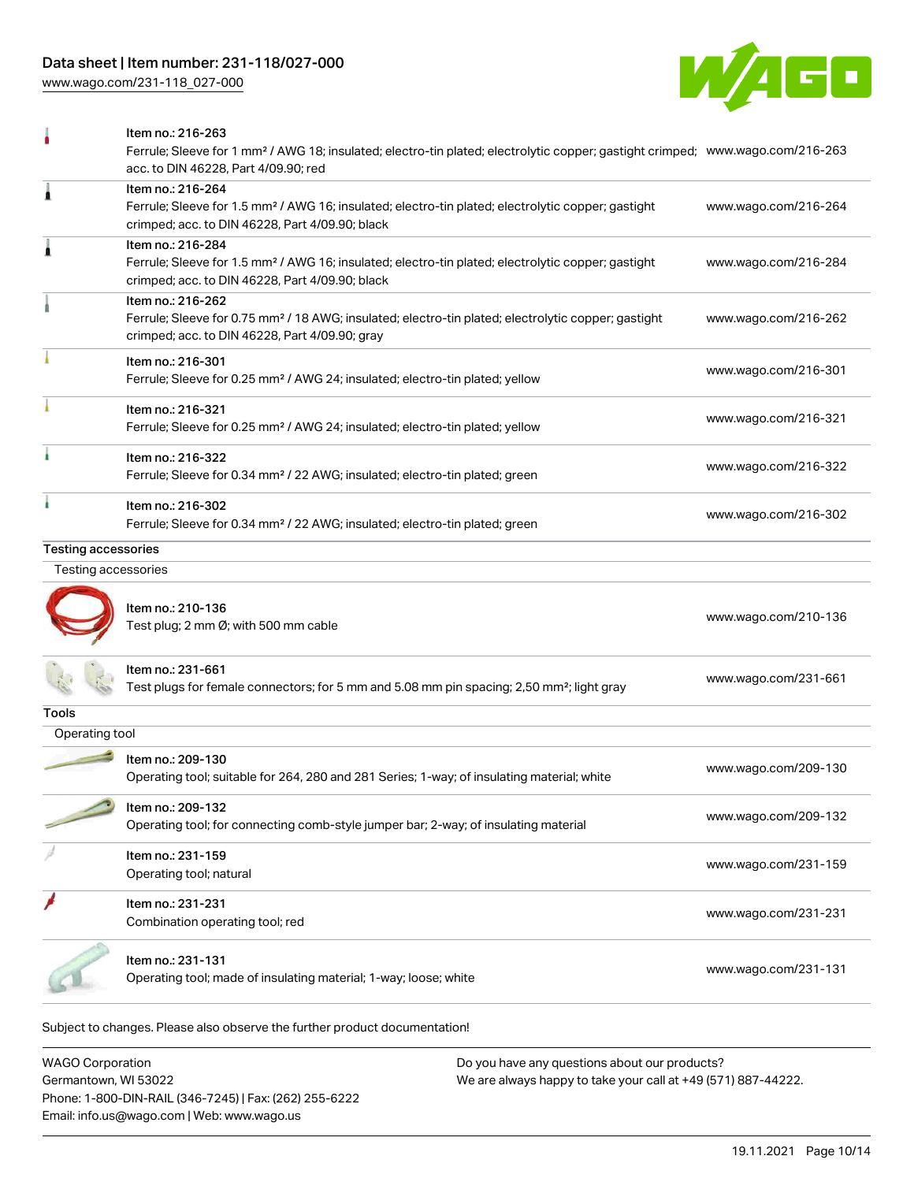| | | |
|---|---|---|
| | Item no.: 216-263<br>Ferrule; Sleeve for 1 mm² / AWG 18; insulated; electro-tin plated; electrolytic copper; gastight crimped; acc. to DIN 46228, Part 4/09.90; red | www.wago.com/216-263 |
| | Item no.: 216-264<br>Ferrule; Sleeve for 1.5 mm² / AWG 16; insulated; electro-tin plated; electrolytic copper; gastight crimped; acc. to DIN 46228, Part 4/09.90; black | www.wago.com/216-264 |
| | Item no.: 216-284<br>Ferrule; Sleeve for 1.5 mm² / AWG 16; insulated; electro-tin plated; electrolytic copper; gastight crimped; acc. to DIN 46228, Part 4/09.90; black | www.wago.com/216-284 |
| | Item no.: 216-262<br>Ferrule; Sleeve for 0.75 mm² / 18 AWG; insulated; electro-tin plated; electrolytic copper; gastight crimped; acc. to DIN 46228, Part 4/09.90; gray | www.wago.com/216-262 |
| | Item no.: 216-301<br>Ferrule; Sleeve for 0.25 mm² / AWG 24; insulated; electro-tin plated; yellow | www.wago.com/216-301 |
| | Item no.: 216-321<br>Ferrule; Sleeve for 0.25 mm² / AWG 24; insulated; electro-tin plated; yellow | www.wago.com/216-321 |
| | Item no.: 216-322<br>Ferrule; Sleeve for 0.34 mm² / 22 AWG; insulated; electro-tin plated; green | www.wago.com/216-322 |
| | Item no.: 216-302<br>Ferrule; Sleeve for 0.34 mm² / 22 AWG; insulated; electro-tin plated; green | www.wago.com/216-302 |

**Testing accessories**

Testing accessories

| | | |
|---|---|---|
| | Item no.: 210-136<br>Test plug; 2 mm Ø; with 500 mm cable | www.wago.com/210-136 |
| | Item no.: 231-661<br>Test plugs for female connectors; for 5 mm and 5.08 mm pin spacing; 2,50 mm²; light gray | www.wago.com/231-661 |

**Tools**

Operating tool

| | | |
|---|---|---|
| | Item no.: 209-130<br>Operating tool; suitable for 264, 280 and 281 Series; 1-way; of insulating material; white | www.wago.com/209-130 |
| | Item no.: 209-132<br>Operating tool; for connecting comb-style jumper bar; 2-way; of insulating material | www.wago.com/209-132 |
| | Item no.: 231-159<br>Operating tool; natural | www.wago.com/231-159 |
| | Item no.: 231-231<br>Combination operating tool; red | www.wago.com/231-231 |
| | Item no.: 231-131<br>Operating tool; made of insulating material; 1-way; loose; white | www.wago.com/231-131 |

Subject to changes. Please also observe the further product documentation!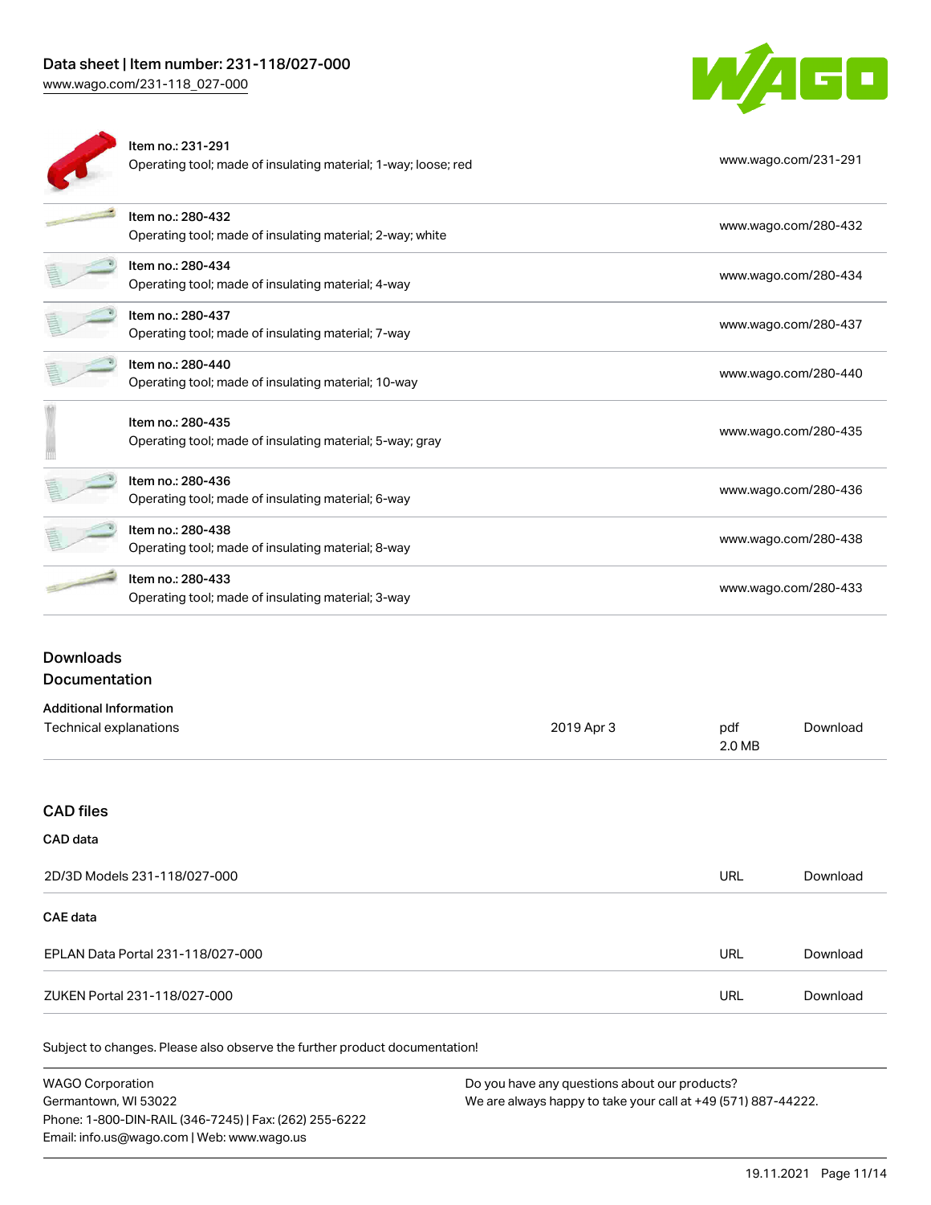| Item | Description | Link |
| --- | --- | --- |
| Item no.: 231-291 | Operating tool; made of insulating material; 1-way; loose; red | www.wago.com/231-291 |
| Item no.: 280-432 | Operating tool; made of insulating material; 2-way; white | www.wago.com/280-432 |
| Item no.: 280-434 | Operating tool; made of insulating material; 4-way | www.wago.com/280-434 |
| Item no.: 280-437 | Operating tool; made of insulating material; 7-way | www.wago.com/280-437 |
| Item no.: 280-440 | Operating tool; made of insulating material; 10-way | www.wago.com/280-440 |
| Item no.: 280-435 | Operating tool; made of insulating material; 5-way; gray | www.wago.com/280-435 |
| Item no.: 280-436 | Operating tool; made of insulating material; 6-way | www.wago.com/280-436 |
| Item no.: 280-438 | Operating tool; made of insulating material; 8-way | www.wago.com/280-438 |
| Item no.: 280-433 | Operating tool; made of insulating material; 3-way | www.wago.com/280-433 |

## Downloads

## Documentation

### Additional Information

| | | | |
| --- | --- | --- | --- |
| Technical explanations | 2019 Apr 3 | pdf 2.0 MB | Download |

## CAD files

### CAD data

| | | |
| --- | --- | --- |
| 2D/3D Models 231-118/027-000 | URL | Download |

### CAE data

| | | |
| --- | --- | --- |
| EPLAN Data Portal 231-118/027-000 | URL | Download |
| ZUKEN Portal 231-118/027-000 | URL | Download |

Subject to changes. Please also observe the further product documentation!

WAGO Corporation
Germantown, WI 53022
Phone: 1-800-DIN-RAIL (346-7245) | Fax: (262) 255-6222
Email: info.us@wago.com | Web: www.wago.us

Do you have any questions about our products?
We are always happy to take your call at +49 (571) 887-44222.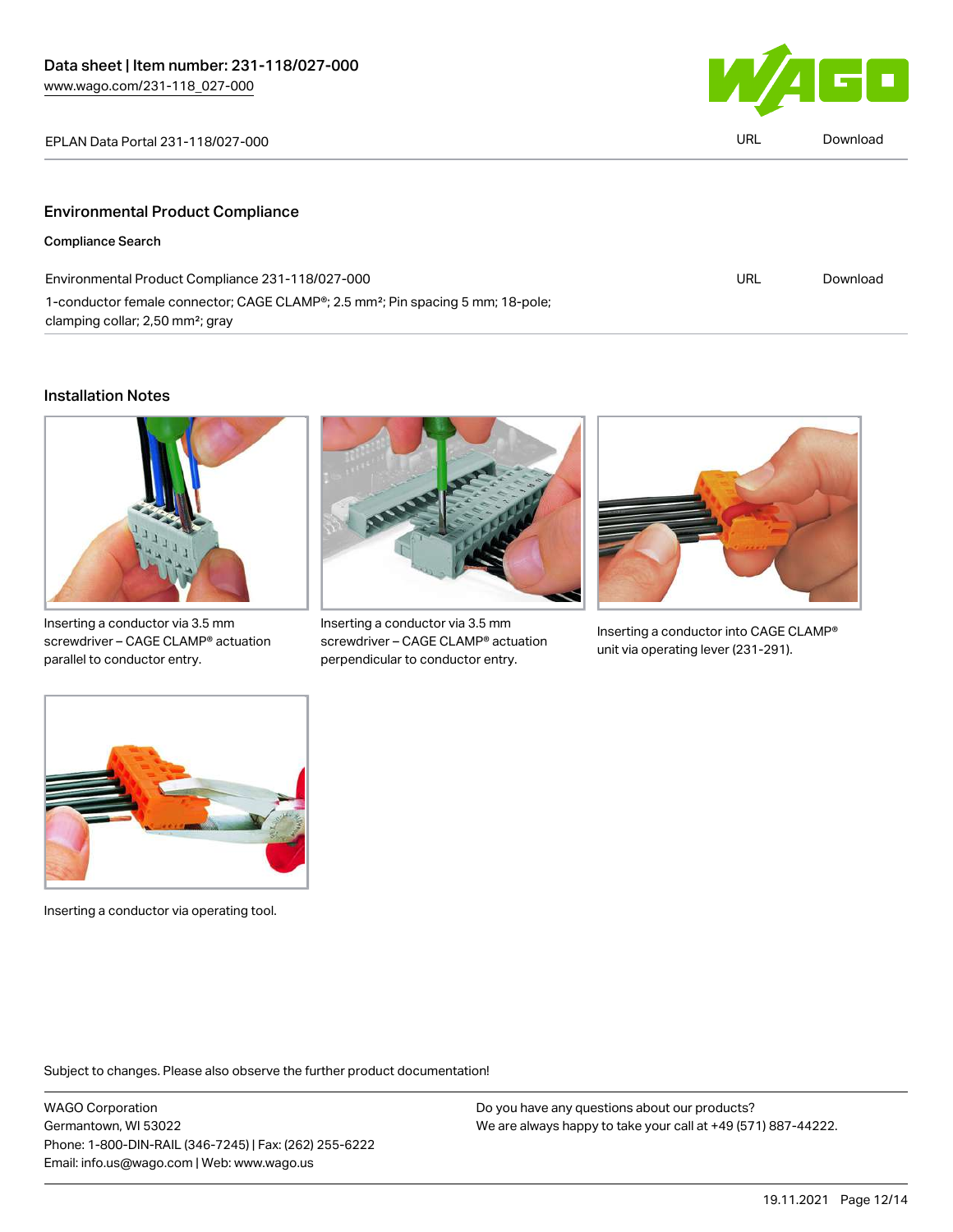EPLAN Data Portal 231-118/027-000 URL Download

## Environmental Product Compliance

### Compliance Search

| | | |
|---|---|---|
| Environmental Product Compliance 231-118/027-000<br>1-conductor female connector; CAGE CLAMP®; 2.5 mm²; Pin spacing 5 mm; 18-pole; clamping collar; 2,50 mm²; gray | URL | Download |

## Installation Notes

Inserting a conductor via 3.5 mm screwdriver – CAGE CLAMP® actuation parallel to conductor entry.

Inserting a conductor via 3.5 mm screwdriver – CAGE CLAMP® actuation perpendicular to conductor entry.

Inserting a conductor into CAGE CLAMP® unit via operating lever (231-291).

Inserting a conductor via operating tool.

Subject to changes. Please also observe the further product documentation!

WAGO Corporation
Germantown, WI 53022
Phone: 1-800-DIN-RAIL (346-7245) | Fax: (262) 255-6222
Email: info.us@wago.com | Web: www.wago.us

Do you have any questions about our products?
We are always happy to take your call at +49 (571) 887-44222.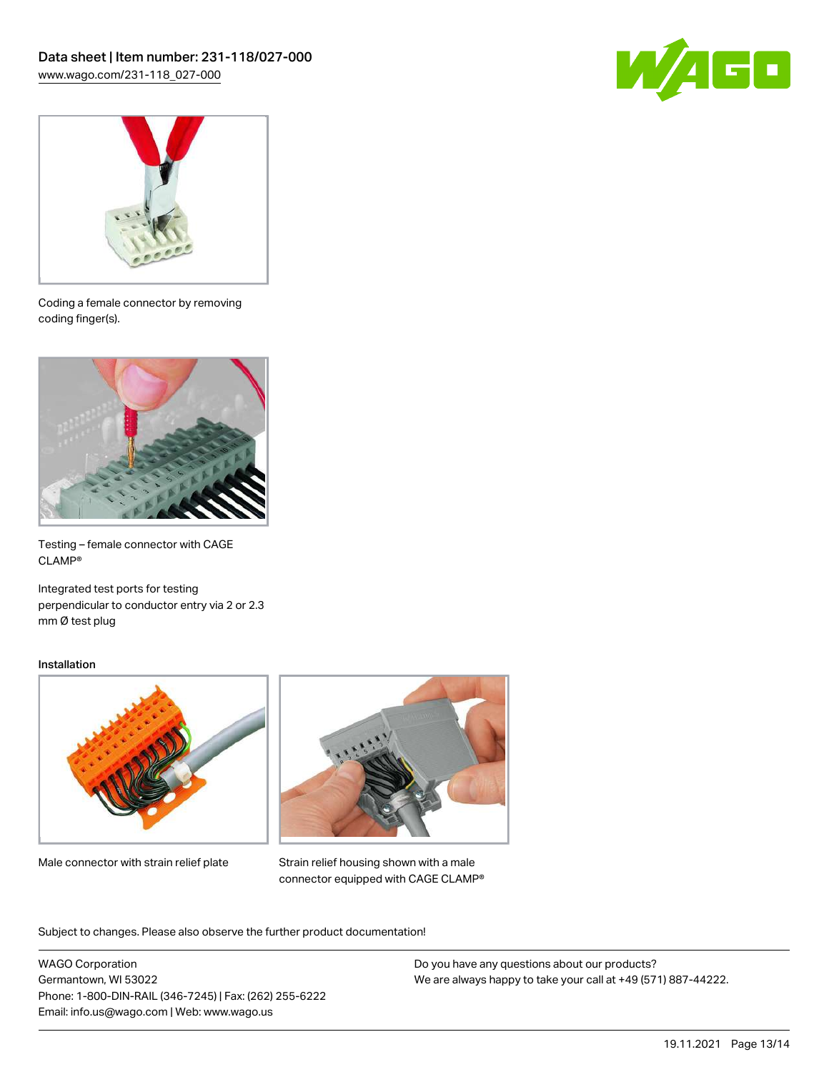Coding a female connector by removing coding finger(s).

Testing – female connector with CAGE CLAMP®

Integrated test ports for testing perpendicular to conductor entry via 2 or 2.3 mm Ø test plug

### Installation

Male connector with strain relief plate

Strain relief housing shown with a male connector equipped with CAGE CLAMP®

Subject to changes. Please also observe the further product documentation!

WAGO Corporation
Germantown, WI 53022
Phone: 1-800-DIN-RAIL (346-7245) | Fax: (262) 255-6222
Email: info.us@wago.com | Web: www.wago.us

Do you have any questions about our products?
We are always happy to take your call at +49 (571) 887-44222.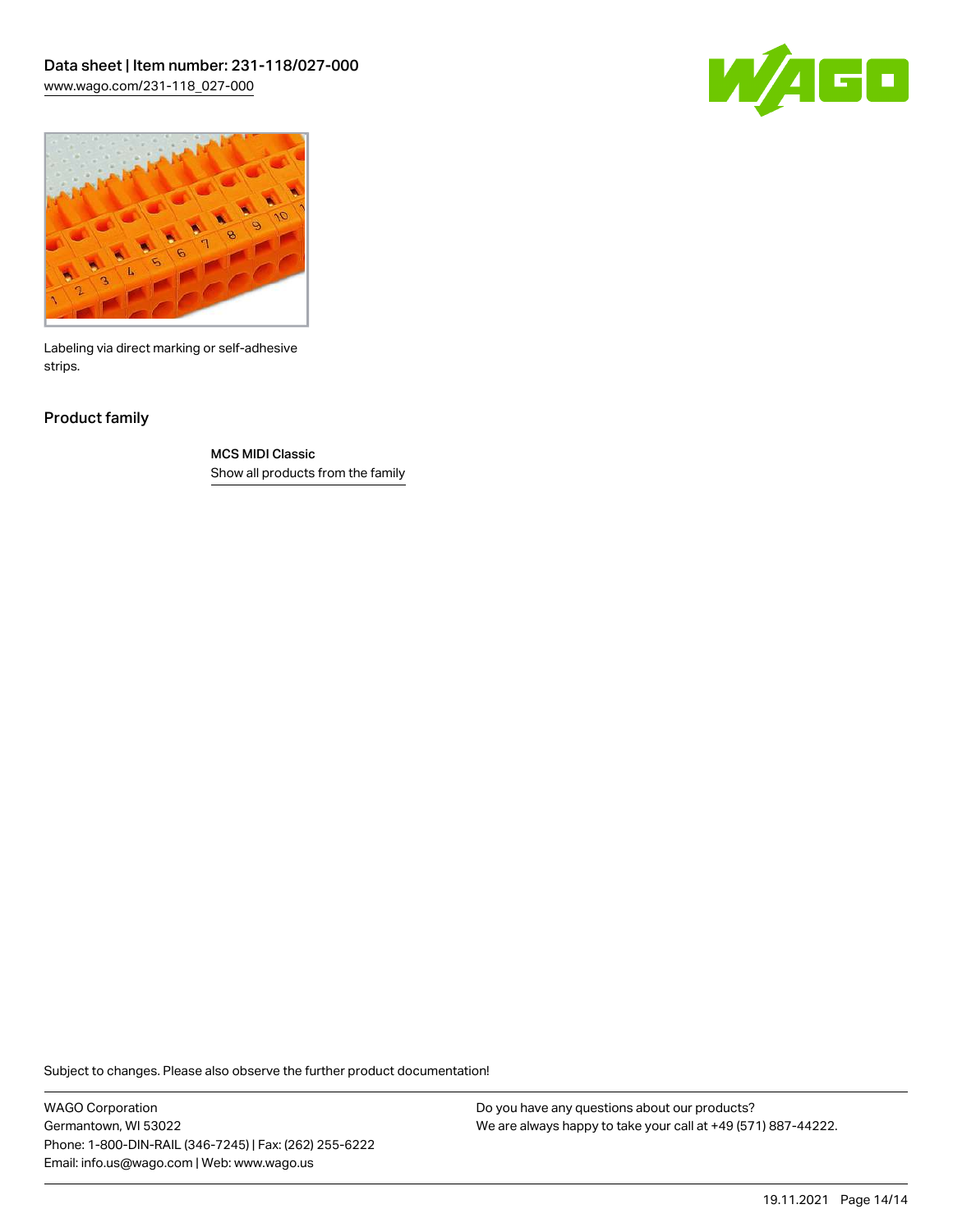Labeling via direct marking or self-adhesive strips.

## Product family

MCS MIDI Classic
Show all products from the family

Subject to changes. Please also observe the further product documentation!

WAGO Corporation
Germantown, WI 53022
Phone: 1-800-DIN-RAIL (346-7245) | Fax: (262) 255-6222
Email: info.us@wago.com | Web: www.wago.us

Do you have any questions about our products?
We are always happy to take your call at +49 (571) 887-44222.